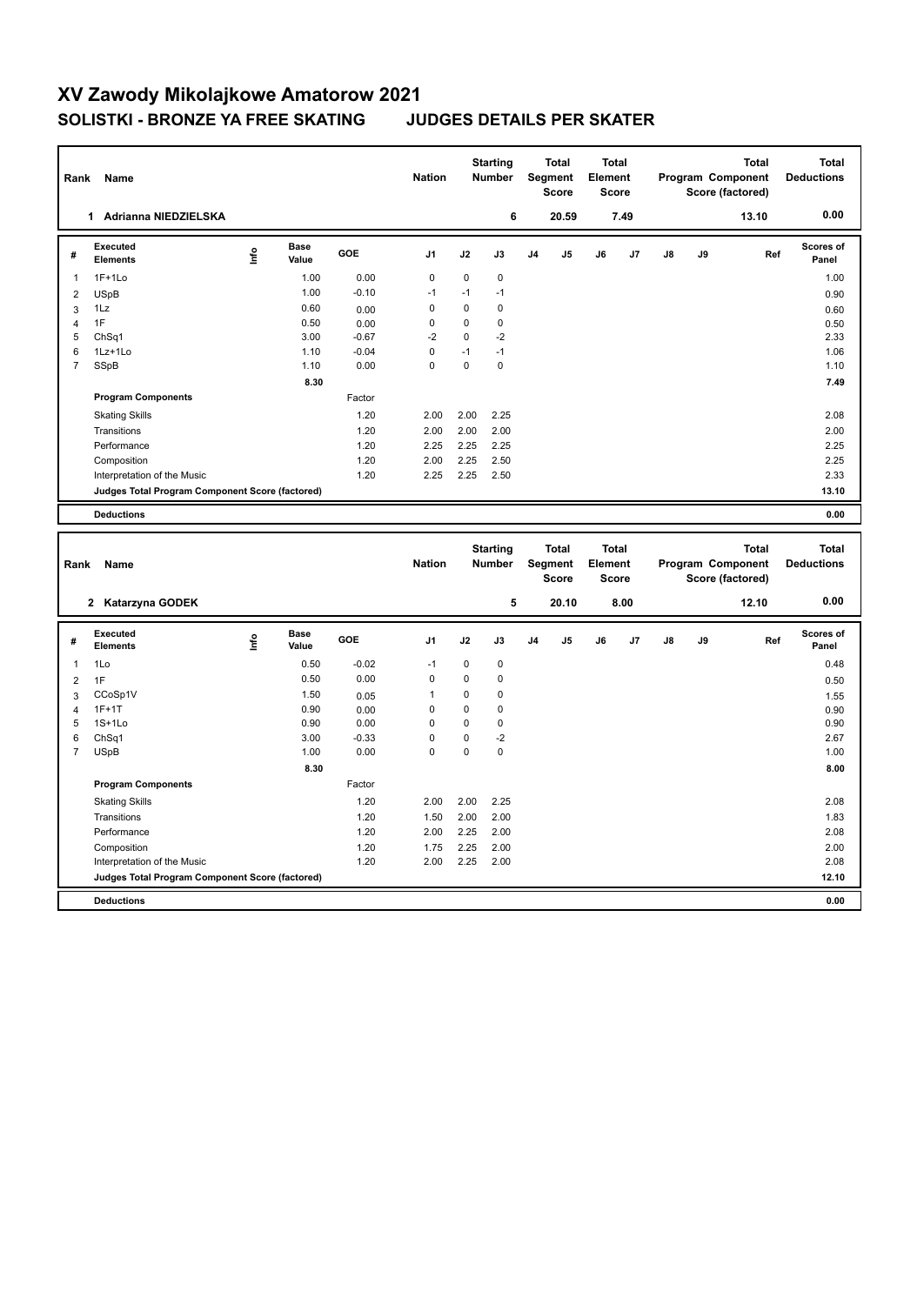# XV Zawody Mikolajkowe Amatorow 2021

## SOLISTKI - BRONZE YA FREE SKATING JUDGES DETAILS PER SKATER

| Rank | Name | Nation | Starting Number | Total Segment Score | Total Element Score | Total Program Component Score (factored) | Total Deductions |
|---|---|---|---|---|---|---|---|
| 1 | Adrianna NIEDZIELSKA | | 6 | 20.59 | 7.49 | 13.10 | 0.00 |

| # | Executed Elements | Info | Base Value | GOE | J1 | J2 | J3 | J4 | J5 | J6 | J7 | J8 | J9 | Ref | Scores of Panel |
|---|---|---|---|---|---|---|---|---|---|---|---|---|---|---|---|
| 1 | 1F+1Lo | | 1.00 | 0.00 | 0 | 0 | 0 | | | | | | | | 1.00 |
| 2 | USpB | | 1.00 | -0.10 | -1 | -1 | -1 | | | | | | | | 0.90 |
| 3 | 1Lz | | 0.60 | 0.00 | 0 | 0 | 0 | | | | | | | | 0.60 |
| 4 | 1F | | 0.50 | 0.00 | 0 | 0 | 0 | | | | | | | | 0.50 |
| 5 | ChSq1 | | 3.00 | -0.67 | -2 | 0 | -2 | | | | | | | | 2.33 |
| 6 | 1Lz+1Lo | | 1.10 | -0.04 | 0 | -1 | -1 | | | | | | | | 1.06 |
| 7 | SSpB | | 1.10 | 0.00 | 0 | 0 | 0 | | | | | | | | 1.10 |
| | | | 8.30 | | | | | | | | | | | | 7.49 |
| | **Program Components** | | | Factor | | | | | | | | | | | |
| | Skating Skills | | | 1.20 | 2.00 | 2.00 | 2.25 | | | | | | | | 2.08 |
| | Transitions | | | 1.20 | 2.00 | 2.00 | 2.00 | | | | | | | | 2.00 |
| | Performance | | | 1.20 | 2.25 | 2.25 | 2.25 | | | | | | | | 2.25 |
| | Composition | | | 1.20 | 2.00 | 2.25 | 2.50 | | | | | | | | 2.25 |
| | Interpretation of the Music | | | 1.20 | 2.25 | 2.25 | 2.50 | | | | | | | | 2.33 |
| | **Judges Total Program Component Score (factored)** | | | | | | | | | | | | | | 13.10 |
| | **Deductions** | | | | | | | | | | | | | | 0.00 |

| Rank | Name | Nation | Starting Number | Total Segment Score | Total Element Score | Total Program Component Score (factored) | Total Deductions |
|---|---|---|---|---|---|---|---|
| 2 | Katarzyna GODEK | | 5 | 20.10 | 8.00 | 12.10 | 0.00 |

| # | Executed Elements | Info | Base Value | GOE | J1 | J2 | J3 | J4 | J5 | J6 | J7 | J8 | J9 | Ref | Scores of Panel |
|---|---|---|---|---|---|---|---|---|---|---|---|---|---|---|---|
| 1 | 1Lo | | 0.50 | -0.02 | -1 | 0 | 0 | | | | | | | | 0.48 |
| 2 | 1F | | 0.50 | 0.00 | 0 | 0 | 0 | | | | | | | | 0.50 |
| 3 | CCoSp1V | | 1.50 | 0.05 | 1 | 0 | 0 | | | | | | | | 1.55 |
| 4 | 1F+1T | | 0.90 | 0.00 | 0 | 0 | 0 | | | | | | | | 0.90 |
| 5 | 1S+1Lo | | 0.90 | 0.00 | 0 | 0 | 0 | | | | | | | | 0.90 |
| 6 | ChSq1 | | 3.00 | -0.33 | 0 | 0 | -2 | | | | | | | | 2.67 |
| 7 | USpB | | 1.00 | 0.00 | 0 | 0 | 0 | | | | | | | | 1.00 |
| | | | 8.30 | | | | | | | | | | | | 8.00 |
| | **Program Components** | | | Factor | | | | | | | | | | | |
| | Skating Skills | | | 1.20 | 2.00 | 2.00 | 2.25 | | | | | | | | 2.08 |
| | Transitions | | | 1.20 | 1.50 | 2.00 | 2.00 | | | | | | | | 1.83 |
| | Performance | | | 1.20 | 2.00 | 2.25 | 2.00 | | | | | | | | 2.08 |
| | Composition | | | 1.20 | 1.75 | 2.25 | 2.00 | | | | | | | | 2.00 |
| | Interpretation of the Music | | | 1.20 | 2.00 | 2.25 | 2.00 | | | | | | | | 2.08 |
| | **Judges Total Program Component Score (factored)** | | | | | | | | | | | | | | 12.10 |
| | **Deductions** | | | | | | | | | | | | | | 0.00 |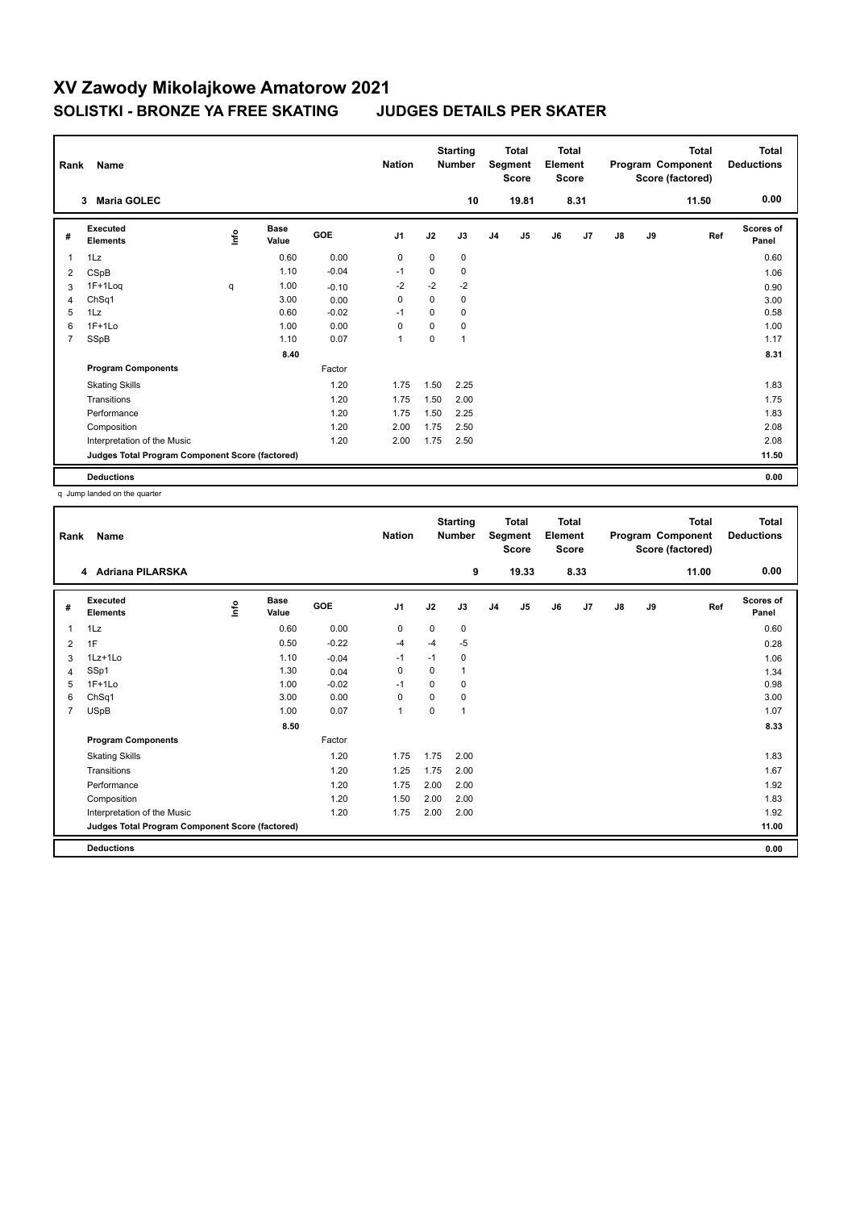# XV Zawody Mikolajkowe Amatorow 2021

## SOLISTKI - BRONZE YA FREE SKATING JUDGES DETAILS PER SKATER

| Rank | Name | Nation | Starting Number | Total Segment Score | Total Element Score | Total Program Component Score (factored) | Total Deductions |
|---|---|---|---|---|---|---|---|
| 3 | Maria GOLEC | | 10 | 19.81 | 8.31 | 11.50 | 0.00 |

| # | Executed Elements | Info | Base Value | GOE | J1 | J2 | J3 | J4 | J5 | J6 | J7 | J8 | J9 | Ref | Scores of Panel |
|---|---|---|---|---|---|---|---|---|---|---|---|---|---|---|---|
| 1 | 1Lz | | 0.60 | 0.00 | 0 | 0 | 0 | | | | | | | | 0.60 |
| 2 | CSpB | | 1.10 | -0.04 | -1 | 0 | 0 | | | | | | | | 1.06 |
| 3 | 1F+1Loq | q | 1.00 | -0.10 | -2 | -2 | -2 | | | | | | | | 0.90 |
| 4 | ChSq1 | | 3.00 | 0.00 | 0 | 0 | 0 | | | | | | | | 3.00 |
| 5 | 1Lz | | 0.60 | -0.02 | -1 | 0 | 0 | | | | | | | | 0.58 |
| 6 | 1F+1Lo | | 1.00 | 0.00 | 0 | 0 | 0 | | | | | | | | 1.00 |
| 7 | SSpB | | 1.10 | 0.07 | 1 | 0 | 1 | | | | | | | | 1.17 |
| | | | 8.40 | | | | | | | | | | | | 8.31 |
| | **Program Components** | | | Factor | | | | | | | | | | | |
| | Skating Skills | | | 1.20 | 1.75 | 1.50 | 2.25 | | | | | | | | 1.83 |
| | Transitions | | | 1.20 | 1.75 | 1.50 | 2.00 | | | | | | | | 1.75 |
| | Performance | | | 1.20 | 1.75 | 1.50 | 2.25 | | | | | | | | 1.83 |
| | Composition | | | 1.20 | 2.00 | 1.75 | 2.50 | | | | | | | | 2.08 |
| | Interpretation of the Music | | | 1.20 | 2.00 | 1.75 | 2.50 | | | | | | | | 2.08 |
| | **Judges Total Program Component Score (factored)** | | | | | | | | | | | | | | 11.50 |
| | **Deductions** | | | | | | | | | | | | | | 0.00 |

q Jump landed on the quarter

| Rank | Name | Nation | Starting Number | Total Segment Score | Total Element Score | Total Program Component Score (factored) | Total Deductions |
|---|---|---|---|---|---|---|---|
| 4 | Adriana PILARSKA | | 9 | 19.33 | 8.33 | 11.00 | 0.00 |

| # | Executed Elements | Info | Base Value | GOE | J1 | J2 | J3 | J4 | J5 | J6 | J7 | J8 | J9 | Ref | Scores of Panel |
|---|---|---|---|---|---|---|---|---|---|---|---|---|---|---|---|
| 1 | 1Lz | | 0.60 | 0.00 | 0 | 0 | 0 | | | | | | | | 0.60 |
| 2 | 1F | | 0.50 | -0.22 | -4 | -4 | -5 | | | | | | | | 0.28 |
| 3 | 1Lz+1Lo | | 1.10 | -0.04 | -1 | -1 | 0 | | | | | | | | 1.06 |
| 4 | SSp1 | | 1.30 | 0.04 | 0 | 0 | 1 | | | | | | | | 1.34 |
| 5 | 1F+1Lo | | 1.00 | -0.02 | -1 | 0 | 0 | | | | | | | | 0.98 |
| 6 | ChSq1 | | 3.00 | 0.00 | 0 | 0 | 0 | | | | | | | | 3.00 |
| 7 | USpB | | 1.00 | 0.07 | 1 | 0 | 1 | | | | | | | | 1.07 |
| | | | 8.50 | | | | | | | | | | | | 8.33 |
| | **Program Components** | | | Factor | | | | | | | | | | | |
| | Skating Skills | | | 1.20 | 1.75 | 1.75 | 2.00 | | | | | | | | 1.83 |
| | Transitions | | | 1.20 | 1.25 | 1.75 | 2.00 | | | | | | | | 1.67 |
| | Performance | | | 1.20 | 1.75 | 2.00 | 2.00 | | | | | | | | 1.92 |
| | Composition | | | 1.20 | 1.50 | 2.00 | 2.00 | | | | | | | | 1.83 |
| | Interpretation of the Music | | | 1.20 | 1.75 | 2.00 | 2.00 | | | | | | | | 1.92 |
| | **Judges Total Program Component Score (factored)** | | | | | | | | | | | | | | 11.00 |
| | **Deductions** | | | | | | | | | | | | | | 0.00 |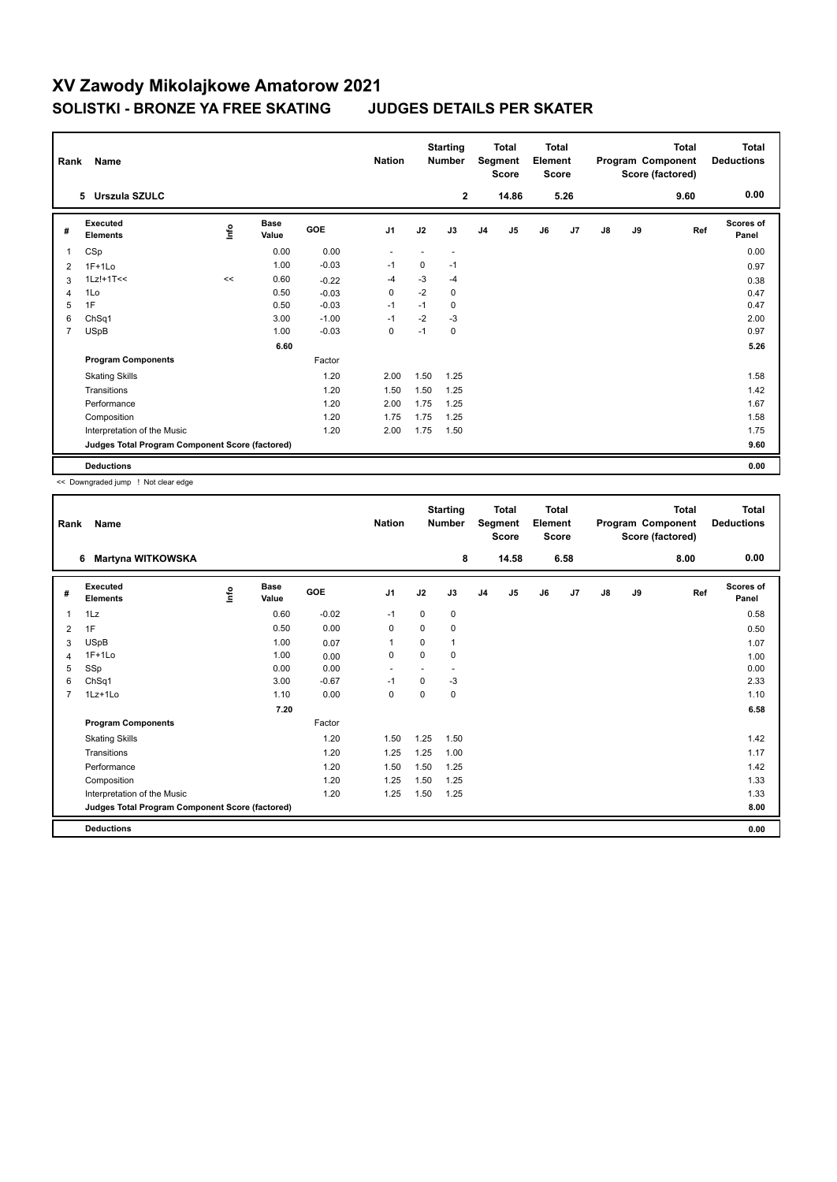# XV Zawody Mikolajkowe Amatorow 2021

## SOLISTKI - BRONZE YA FREE SKATING JUDGES DETAILS PER SKATER

| Rank | Name | Nation | Starting Number | Total Segment Score | Total Element Score | Total Program Component Score (factored) | Total Deductions |
|---|---|---|---|---|---|---|---|
| 5 | Urszula SZULC | | 2 | 14.86 | 5.26 | 9.60 | 0.00 |

| # | Executed Elements | Info | Base Value | GOE | J1 | J2 | J3 | J4 | J5 | J6 | J7 | J8 | J9 | Ref | Scores of Panel |
|---|---|---|---|---|---|---|---|---|---|---|---|---|---|---|---|
| 1 | CSp | | 0.00 | 0.00 | - | - | - | | | | | | | | 0.00 |
| 2 | 1F+1Lo | | 1.00 | -0.03 | -1 | 0 | -1 | | | | | | | | 0.97 |
| 3 | 1Lz!+1T<< | << | 0.60 | -0.22 | -4 | -3 | -4 | | | | | | | | 0.38 |
| 4 | 1Lo | | 0.50 | -0.03 | 0 | -2 | 0 | | | | | | | | 0.47 |
| 5 | 1F | | 0.50 | -0.03 | -1 | -1 | 0 | | | | | | | | 0.47 |
| 6 | ChSq1 | | 3.00 | -1.00 | -1 | -2 | -3 | | | | | | | | 2.00 |
| 7 | USpB | | 1.00 | -0.03 | 0 | -1 | 0 | | | | | | | | 0.97 |
| | | | 6.60 | | | | | | | | | | | | 5.26 |
| | **Program Components** | | | Factor | | | | | | | | | | | |
| | Skating Skills | | | 1.20 | 2.00 | 1.50 | 1.25 | | | | | | | | 1.58 |
| | Transitions | | | 1.20 | 1.50 | 1.50 | 1.25 | | | | | | | | 1.42 |
| | Performance | | | 1.20 | 2.00 | 1.75 | 1.25 | | | | | | | | 1.67 |
| | Composition | | | 1.20 | 1.75 | 1.75 | 1.25 | | | | | | | | 1.58 |
| | Interpretation of the Music | | | 1.20 | 2.00 | 1.75 | 1.50 | | | | | | | | 1.75 |
| | **Judges Total Program Component Score (factored)** | | | | | | | | | | | | | | 9.60 |
| | **Deductions** | | | | | | | | | | | | | | 0.00 |

<< Downgraded jump ! Not clear edge

| Rank | Name | Nation | Starting Number | Total Segment Score | Total Element Score | Total Program Component Score (factored) | Total Deductions |
|---|---|---|---|---|---|---|---|
| 6 | Martyna WITKOWSKA | | 8 | 14.58 | 6.58 | 8.00 | 0.00 |

| # | Executed Elements | Info | Base Value | GOE | J1 | J2 | J3 | J4 | J5 | J6 | J7 | J8 | J9 | Ref | Scores of Panel |
|---|---|---|---|---|---|---|---|---|---|---|---|---|---|---|---|
| 1 | 1Lz | | 0.60 | -0.02 | -1 | 0 | 0 | | | | | | | | 0.58 |
| 2 | 1F | | 0.50 | 0.00 | 0 | 0 | 0 | | | | | | | | 0.50 |
| 3 | USpB | | 1.00 | 0.07 | 1 | 0 | 1 | | | | | | | | 1.07 |
| 4 | 1F+1Lo | | 1.00 | 0.00 | 0 | 0 | 0 | | | | | | | | 1.00 |
| 5 | SSp | | 0.00 | 0.00 | - | - | - | | | | | | | | 0.00 |
| 6 | ChSq1 | | 3.00 | -0.67 | -1 | 0 | -3 | | | | | | | | 2.33 |
| 7 | 1Lz+1Lo | | 1.10 | 0.00 | 0 | 0 | 0 | | | | | | | | 1.10 |
| | | | 7.20 | | | | | | | | | | | | 6.58 |
| | **Program Components** | | | Factor | | | | | | | | | | | |
| | Skating Skills | | | 1.20 | 1.50 | 1.25 | 1.50 | | | | | | | | 1.42 |
| | Transitions | | | 1.20 | 1.25 | 1.25 | 1.00 | | | | | | | | 1.17 |
| | Performance | | | 1.20 | 1.50 | 1.50 | 1.25 | | | | | | | | 1.42 |
| | Composition | | | 1.20 | 1.25 | 1.50 | 1.25 | | | | | | | | 1.33 |
| | Interpretation of the Music | | | 1.20 | 1.25 | 1.50 | 1.25 | | | | | | | | 1.33 |
| | **Judges Total Program Component Score (factored)** | | | | | | | | | | | | | | 8.00 |
| | **Deductions** | | | | | | | | | | | | | | 0.00 |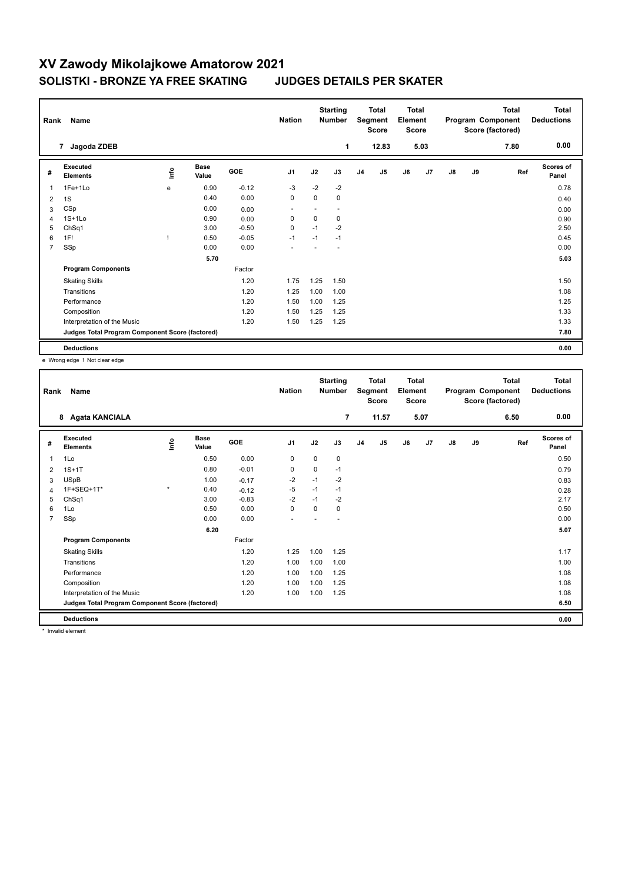# XV Zawody Mikolajkowe Amatorow 2021

## SOLISTKI - BRONZE YA FREE SKATING JUDGES DETAILS PER SKATER

| Rank | Name | Nation | Starting Number | Total Segment Score | Total Element Score | Total Program Component Score (factored) | Total Deductions |
|---|---|---|---|---|---|---|---|
| 7 | Jagoda ZDEB | | 1 | 12.83 | 5.03 | 7.80 | 0.00 |

| # | Executed Elements | Info | Base Value | GOE | J1 | J2 | J3 | J4 | J5 | J6 | J7 | J8 | J9 | Ref | Scores of Panel |
|---|---|---|---|---|---|---|---|---|---|---|---|---|---|---|---|
| 1 | 1Fe+1Lo | e | 0.90 | -0.12 | -3 | -2 | -2 | | | | | | | | 0.78 |
| 2 | 1S | | 0.40 | 0.00 | 0 | 0 | 0 | | | | | | | | 0.40 |
| 3 | CSp | | 0.00 | 0.00 | - | - | - | | | | | | | | 0.00 |
| 4 | 1S+1Lo | | 0.90 | 0.00 | 0 | 0 | 0 | | | | | | | | 0.90 |
| 5 | ChSq1 | | 3.00 | -0.50 | 0 | -1 | -2 | | | | | | | | 2.50 |
| 6 | 1F! | ! | 0.50 | -0.05 | -1 | -1 | -1 | | | | | | | | 0.45 |
| 7 | SSp | | 0.00 | 0.00 | - | - | - | | | | | | | | 0.00 |
| | | | 5.70 | | | | | | | | | | | | 5.03 |
| | **Program Components** | | | Factor | | | | | | | | | | | |
| | Skating Skills | | | 1.20 | 1.75 | 1.25 | 1.50 | | | | | | | | 1.50 |
| | Transitions | | | 1.20 | 1.25 | 1.00 | 1.00 | | | | | | | | 1.08 |
| | Performance | | | 1.20 | 1.50 | 1.00 | 1.25 | | | | | | | | 1.25 |
| | Composition | | | 1.20 | 1.50 | 1.25 | 1.25 | | | | | | | | 1.33 |
| | Interpretation of the Music | | | 1.20 | 1.50 | 1.25 | 1.25 | | | | | | | | 1.33 |
| | **Judges Total Program Component Score (factored)** | | | | | | | | | | | | | | 7.80 |
| | **Deductions** | | | | | | | | | | | | | | 0.00 |

e Wrong edge ! Not clear edge

| Rank | Name | Nation | Starting Number | Total Segment Score | Total Element Score | Total Program Component Score (factored) | Total Deductions |
|---|---|---|---|---|---|---|---|
| 8 | Agata KANCIALA | | 7 | 11.57 | 5.07 | 6.50 | 0.00 |

| # | Executed Elements | Info | Base Value | GOE | J1 | J2 | J3 | J4 | J5 | J6 | J7 | J8 | J9 | Ref | Scores of Panel |
|---|---|---|---|---|---|---|---|---|---|---|---|---|---|---|---|
| 1 | 1Lo | | 0.50 | 0.00 | 0 | 0 | 0 | | | | | | | | 0.50 |
| 2 | 1S+1T | | 0.80 | -0.01 | 0 | 0 | -1 | | | | | | | | 0.79 |
| 3 | USpB | | 1.00 | -0.17 | -2 | -1 | -2 | | | | | | | | 0.83 |
| 4 | 1F+SEQ+1T* | * | 0.40 | -0.12 | -5 | -1 | -1 | | | | | | | | 0.28 |
| 5 | ChSq1 | | 3.00 | -0.83 | -2 | -1 | -2 | | | | | | | | 2.17 |
| 6 | 1Lo | | 0.50 | 0.00 | 0 | 0 | 0 | | | | | | | | 0.50 |
| 7 | SSp | | 0.00 | 0.00 | - | - | - | | | | | | | | 0.00 |
| | | | 6.20 | | | | | | | | | | | | 5.07 |
| | **Program Components** | | | Factor | | | | | | | | | | | |
| | Skating Skills | | | 1.20 | 1.25 | 1.00 | 1.25 | | | | | | | | 1.17 |
| | Transitions | | | 1.20 | 1.00 | 1.00 | 1.00 | | | | | | | | 1.00 |
| | Performance | | | 1.20 | 1.00 | 1.00 | 1.25 | | | | | | | | 1.08 |
| | Composition | | | 1.20 | 1.00 | 1.00 | 1.25 | | | | | | | | 1.08 |
| | Interpretation of the Music | | | 1.20 | 1.00 | 1.00 | 1.25 | | | | | | | | 1.08 |
| | **Judges Total Program Component Score (factored)** | | | | | | | | | | | | | | 6.50 |
| | **Deductions** | | | | | | | | | | | | | | 0.00 |

\* Invalid element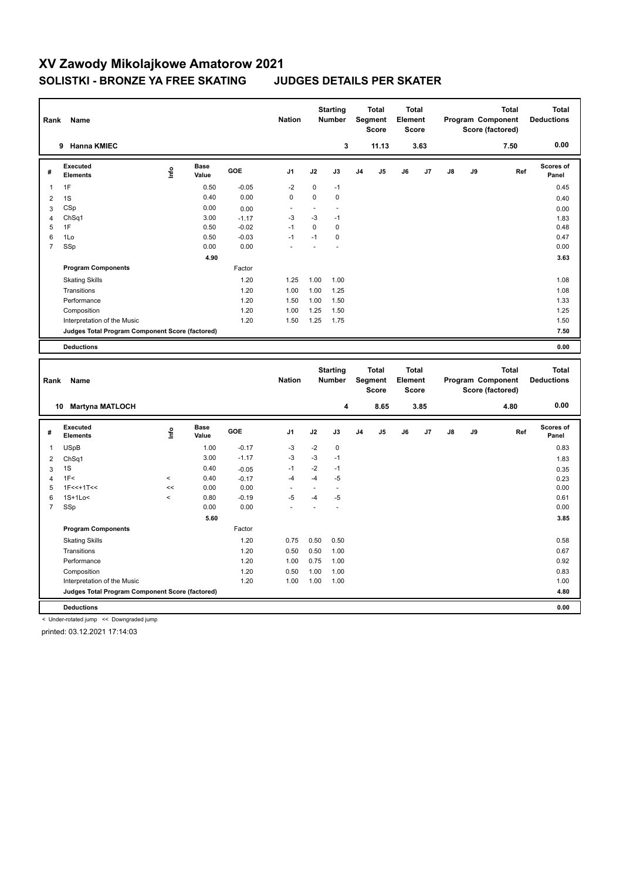# XV Zawody Mikolajkowe Amatorow 2021

## SOLISTKI - BRONZE YA FREE SKATING JUDGES DETAILS PER SKATER

| Rank | Name | Nation | Starting Number | Total Segment Score | Total Element Score | Total Program Component Score (factored) | Total Deductions |
|---|---|---|---|---|---|---|---|
| 9 | Hanna KMIEC | | 3 | 11.13 | 3.63 | 7.50 | 0.00 |

| # | Executed Elements | Info | Base Value | GOE | J1 | J2 | J3 | J4 | J5 | J6 | J7 | J8 | J9 | Ref | Scores of Panel |
|---|---|---|---|---|---|---|---|---|---|---|---|---|---|---|---|
| 1 | 1F | | 0.50 | -0.05 | -2 | 0 | -1 | | | | | | | | 0.45 |
| 2 | 1S | | 0.40 | 0.00 | 0 | 0 | 0 | | | | | | | | 0.40 |
| 3 | CSp | | 0.00 | 0.00 | - | - | - | | | | | | | | 0.00 |
| 4 | ChSq1 | | 3.00 | -1.17 | -3 | -3 | -1 | | | | | | | | 1.83 |
| 5 | 1F | | 0.50 | -0.02 | -1 | 0 | 0 | | | | | | | | 0.48 |
| 6 | 1Lo | | 0.50 | -0.03 | -1 | -1 | 0 | | | | | | | | 0.47 |
| 7 | SSp | | 0.00 | 0.00 | - | - | - | | | | | | | | 0.00 |
| | | | 4.90 | | | | | | | | | | | | 3.63 |
| | **Program Components** | | | Factor | | | | | | | | | | | |
| | Skating Skills | | | 1.20 | 1.25 | 1.00 | 1.00 | | | | | | | | 1.08 |
| | Transitions | | | 1.20 | 1.00 | 1.00 | 1.25 | | | | | | | | 1.08 |
| | Performance | | | 1.20 | 1.50 | 1.00 | 1.50 | | | | | | | | 1.33 |
| | Composition | | | 1.20 | 1.00 | 1.25 | 1.50 | | | | | | | | 1.25 |
| | Interpretation of the Music | | | 1.20 | 1.50 | 1.25 | 1.75 | | | | | | | | 1.50 |
| | **Judges Total Program Component Score (factored)** | | | | | | | | | | | | | | 7.50 |
| | **Deductions** | | | | | | | | | | | | | | 0.00 |

| Rank | Name | Nation | Starting Number | Total Segment Score | Total Element Score | Total Program Component Score (factored) | Total Deductions |
|---|---|---|---|---|---|---|---|
| 10 | Martyna MATLOCH | | 4 | 8.65 | 3.85 | 4.80 | 0.00 |

| # | Executed Elements | Info | Base Value | GOE | J1 | J2 | J3 | J4 | J5 | J6 | J7 | J8 | J9 | Ref | Scores of Panel |
|---|---|---|---|---|---|---|---|---|---|---|---|---|---|---|---|
| 1 | USpB | | 1.00 | -0.17 | -3 | -2 | 0 | | | | | | | | 0.83 |
| 2 | ChSq1 | | 3.00 | -1.17 | -3 | -3 | -1 | | | | | | | | 1.83 |
| 3 | 1S | | 0.40 | -0.05 | -1 | -2 | -1 | | | | | | | | 0.35 |
| 4 | 1F< | < | 0.40 | -0.17 | -4 | -4 | -5 | | | | | | | | 0.23 |
| 5 | 1F<<+1T<< | << | 0.00 | 0.00 | - | - | - | | | | | | | | 0.00 |
| 6 | 1S+1Lo< | < | 0.80 | -0.19 | -5 | -4 | -5 | | | | | | | | 0.61 |
| 7 | SSp | | 0.00 | 0.00 | - | - | - | | | | | | | | 0.00 |
| | | | 5.60 | | | | | | | | | | | | 3.85 |
| | **Program Components** | | | Factor | | | | | | | | | | | |
| | Skating Skills | | | 1.20 | 0.75 | 0.50 | 0.50 | | | | | | | | 0.58 |
| | Transitions | | | 1.20 | 0.50 | 0.50 | 1.00 | | | | | | | | 0.67 |
| | Performance | | | 1.20 | 1.00 | 0.75 | 1.00 | | | | | | | | 0.92 |
| | Composition | | | 1.20 | 0.50 | 1.00 | 1.00 | | | | | | | | 0.83 |
| | Interpretation of the Music | | | 1.20 | 1.00 | 1.00 | 1.00 | | | | | | | | 1.00 |
| | **Judges Total Program Component Score (factored)** | | | | | | | | | | | | | | 4.80 |
| | **Deductions** | | | | | | | | | | | | | | 0.00 |

< Under-rotated jump << Downgraded jump

printed: 03.12.2021 17:14:03